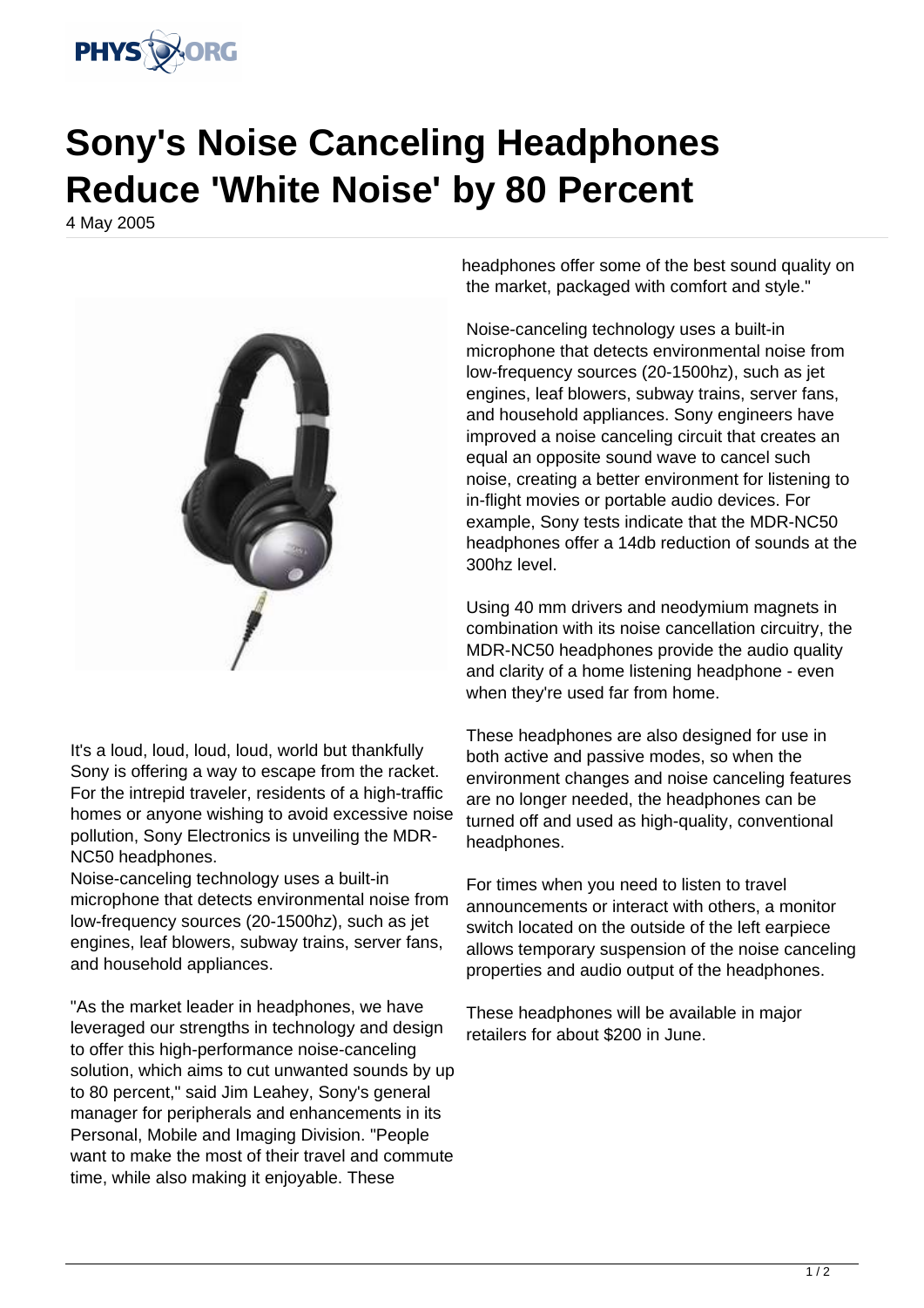# Sony's Noise Canceling Headphones Reduce 'White Noise' by 80 Percent

4 May 2005

It's a loud, loud, loud, loud, world but thankfully Sony is offering a way to escape from the racket. For the intrepid traveler, residents of a high-traffic homes or anyone wishing to avoid excessive noise pollution, Sony Electronics is unveiling the MDR-NC50 headphones.

Noise-canceling technology uses a built-in microphone that detects environmental noise from low-frequency sources (20-1500hz), such as jet engines, leaf blowers, subway trains, server fans, and household appliances.

"As the market leader in headphones, we have leveraged our strengths in technology and design to offer this high-performance noise-canceling solution, which aims to cut unwanted sounds by up to 80 percent," said Jim Leahey, Sony's general manager for peripherals and enhancements in its Personal, Mobile and Imaging Division. "People want to make the most of their travel and commute time, while also making it enjoyable. These headphones offer some of the best sound quality on the market, packaged with comfort and style."

Noise-canceling technology uses a built-in microphone that detects environmental noise from low-frequency sources (20-1500hz), such as jet engines, leaf blowers, subway trains, server fans, and household appliances. Sony engineers have improved a noise canceling circuit that creates an equal an opposite sound wave to cancel such noise, creating a better environment for listening to in-flight movies or portable audio devices. For example, Sony tests indicate that the MDR-NC50 headphones offer a 14db reduction of sounds at the 300hz level.

Using 40 mm drivers and neodymium magnets in combination with its noise cancellation circuitry, the MDR-NC50 headphones provide the audio quality and clarity of a home listening headphone - even when they're used far from home.

These headphones are also designed for use in both active and passive modes, so when the environment changes and noise canceling features are no longer needed, the headphones can be turned off and used as high-quality, conventional headphones.

For times when you need to listen to travel announcements or interact with others, a monitor switch located on the outside of the left earpiece allows temporary suspension of the noise canceling properties and audio output of the headphones.

These headphones will be available in major retailers for about $200 in June.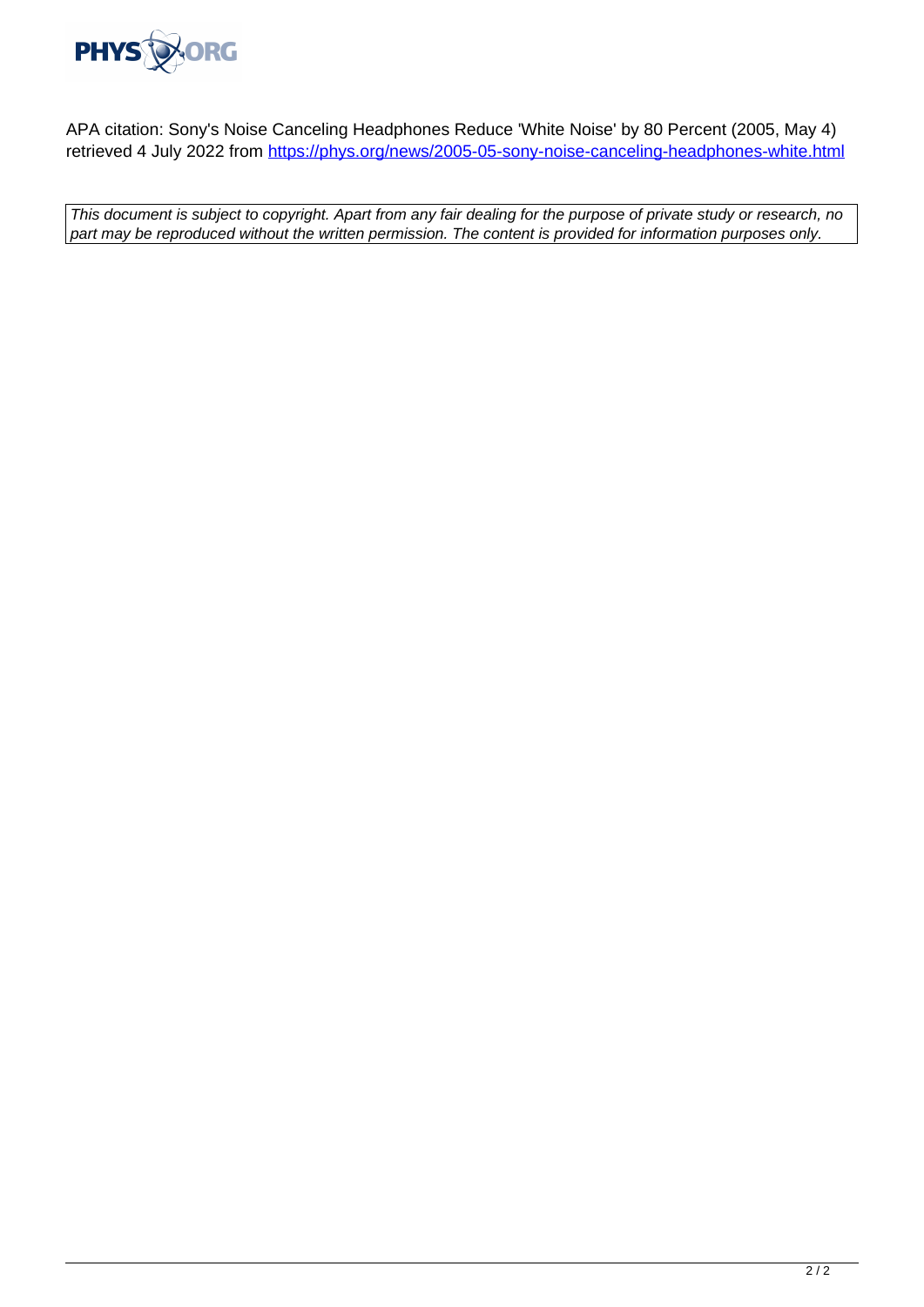APA citation: Sony's Noise Canceling Headphones Reduce 'White Noise' by 80 Percent (2005, May 4) retrieved 4 July 2022 from https://phys.org/news/2005-05-sony-noise-canceling-headphones-white.html

*This document is subject to copyright. Apart from any fair dealing for the purpose of private study or research, no part may be reproduced without the written permission. The content is provided for information purposes only.*